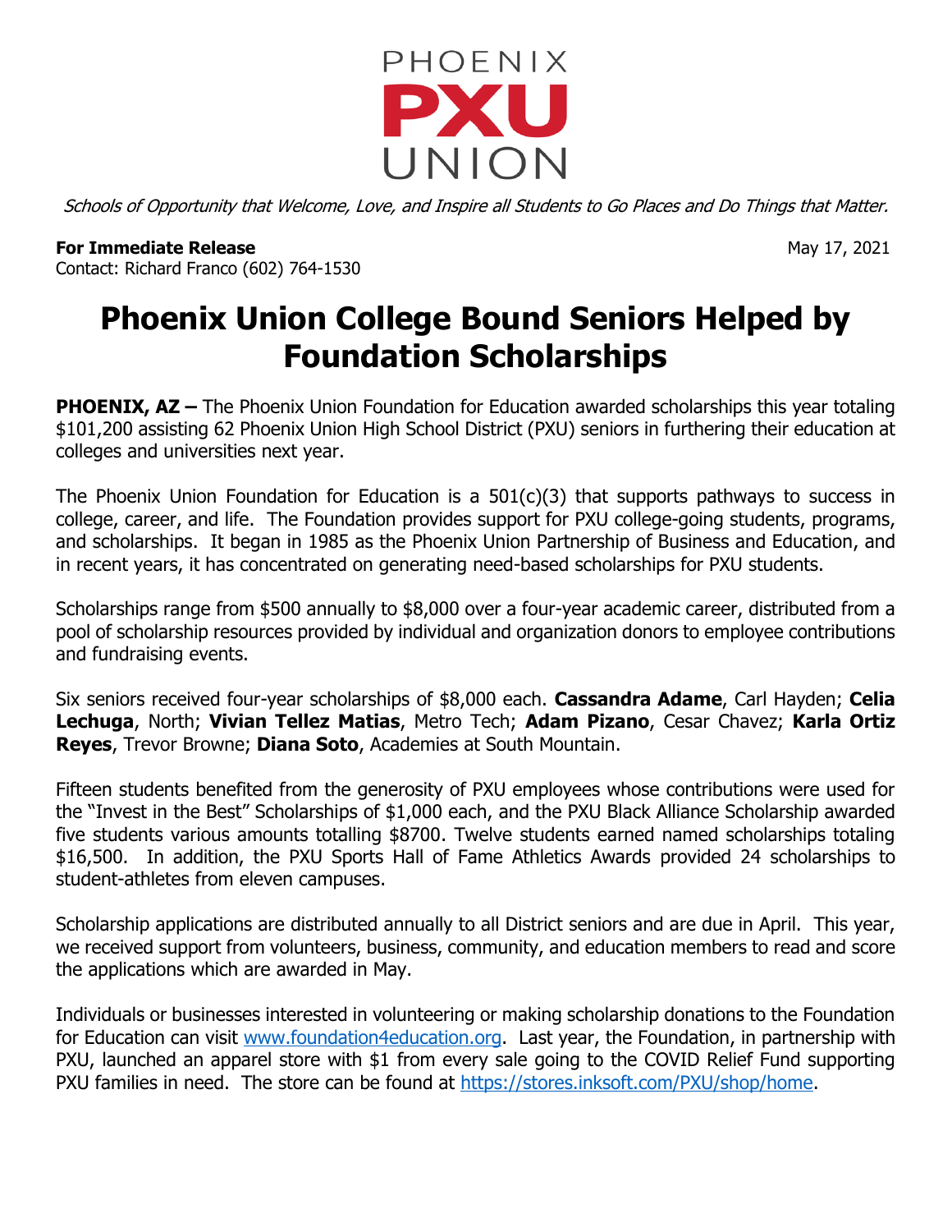PHOENIX
PXU
UNION

*Schools of Opportunity that Welcome, Love, and Inspire all Students to Go Places and Do Things that Matter.*

**For Immediate Release** May 17, 2021
Contact: Richard Franco (602) 764-1530

# Phoenix Union College Bound Seniors Helped by Foundation Scholarships

**PHOENIX, AZ –** The Phoenix Union Foundation for Education awarded scholarships this year totaling $101,200 assisting 62 Phoenix Union High School District (PXU) seniors in furthering their education at colleges and universities next year.

The Phoenix Union Foundation for Education is a 501(c)(3) that supports pathways to success in college, career, and life. The Foundation provides support for PXU college-going students, programs, and scholarships. It began in 1985 as the Phoenix Union Partnership of Business and Education, and in recent years, it has concentrated on generating need-based scholarships for PXU students.

Scholarships range from $500 annually to $8,000 over a four-year academic career, distributed from a pool of scholarship resources provided by individual and organization donors to employee contributions and fundraising events.

Six seniors received four-year scholarships of $8,000 each. **Cassandra Adame**, Carl Hayden; **Celia Lechuga**, North; **Vivian Tellez Matias**, Metro Tech; **Adam Pizano**, Cesar Chavez; **Karla Ortiz Reyes**, Trevor Browne; **Diana Soto**, Academies at South Mountain.

Fifteen students benefited from the generosity of PXU employees whose contributions were used for the "Invest in the Best" Scholarships of $1,000 each, and the PXU Black Alliance Scholarship awarded five students various amounts totalling $8700. Twelve students earned named scholarships totaling $16,500. In addition, the PXU Sports Hall of Fame Athletics Awards provided 24 scholarships to student-athletes from eleven campuses.

Scholarship applications are distributed annually to all District seniors and are due in April. This year, we received support from volunteers, business, community, and education members to read and score the applications which are awarded in May.

Individuals or businesses interested in volunteering or making scholarship donations to the Foundation for Education can visit [www.foundation4education.org](www.foundation4education.org). Last year, the Foundation, in partnership with PXU, launched an apparel store with $1 from every sale going to the COVID Relief Fund supporting PXU families in need. The store can be found at [https://stores.inksoft.com/PXU/shop/home](https://stores.inksoft.com/PXU/shop/home).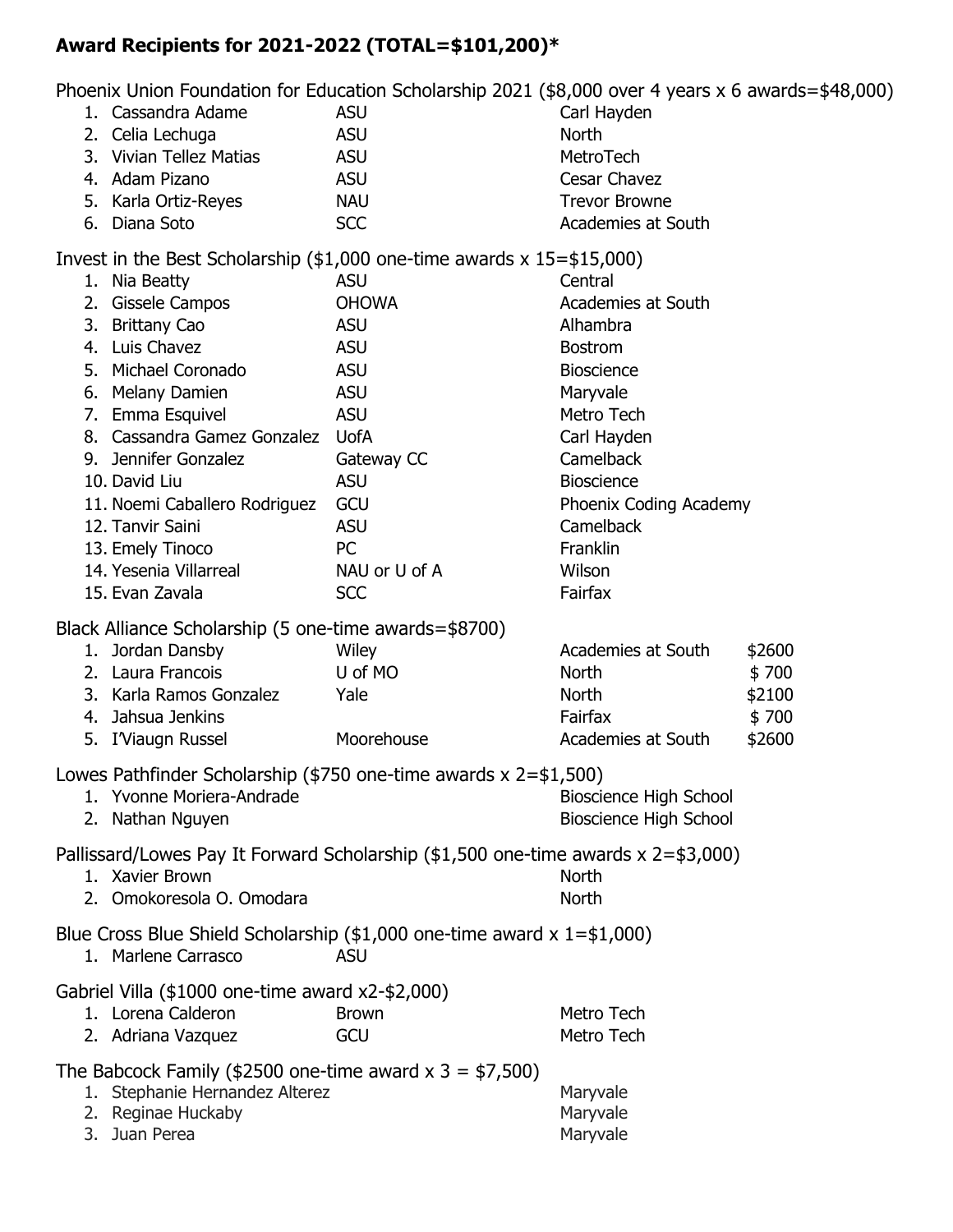**Award Recipients for 2021-2022 (TOTAL=$101,200)***

Phoenix Union Foundation for Education Scholarship 2021 ($8,000 over 4 years x 6 awards=$48,000)

| # | Name | College | High School |
|---|---|---|---|
| 1. | Cassandra Adame | ASU | Carl Hayden |
| 2. | Celia Lechuga | ASU | North |
| 3. | Vivian Tellez Matias | ASU | MetroTech |
| 4. | Adam Pizano | ASU | Cesar Chavez |
| 5. | Karla Ortiz-Reyes | NAU | Trevor Browne |
| 6. | Diana Soto | SCC | Academies at South |

Invest in the Best Scholarship ($1,000 one-time awards x 15=$15,000)

| # | Name | College | High School |
|---|---|---|---|
| 1. | Nia Beatty | ASU | Central |
| 2. | Gissele Campos | OHOWA | Academies at South |
| 3. | Brittany Cao | ASU | Alhambra |
| 4. | Luis Chavez | ASU | Bostrom |
| 5. | Michael Coronado | ASU | Bioscience |
| 6. | Melany Damien | ASU | Maryvale |
| 7. | Emma Esquivel | ASU | Metro Tech |
| 8. | Cassandra Gamez Gonzalez | UofA | Carl Hayden |
| 9. | Jennifer Gonzalez | Gateway CC | Camelback |
| 10. | David Liu | ASU | Bioscience |
| 11. | Noemi Caballero Rodriguez | GCU | Phoenix Coding Academy |
| 12. | Tanvir Saini | ASU | Camelback |
| 13. | Emely Tinoco | PC | Franklin |
| 14. | Yesenia Villarreal | NAU or U of A | Wilson |
| 15. | Evan Zavala | SCC | Fairfax |

Black Alliance Scholarship (5 one-time awards=$8700)

| # | Name | College | High School | Amount |
|---|---|---|---|---|
| 1. | Jordan Dansby | Wiley | Academies at South | $2600 |
| 2. | Laura Francois | U of MO | North | $ 700 |
| 3. | Karla Ramos Gonzalez | Yale | North | $2100 |
| 4. | Jahsua Jenkins | | Fairfax | $ 700 |
| 5. | I'Viaugn Russel | Moorehouse | Academies at South | $2600 |

Lowes Pathfinder Scholarship ($750 one-time awards x 2=$1,500)

| # | Name | College | High School |
|---|---|---|---|
| 1. | Yvonne Moriera-Andrade | | Bioscience High School |
| 2. | Nathan Nguyen | | Bioscience High School |

Pallissard/Lowes Pay It Forward Scholarship ($1,500 one-time awards x 2=$3,000)

| # | Name | College | High School |
|---|---|---|---|
| 1. | Xavier Brown | | North |
| 2. | Omokoresola O. Omodara | | North |

Blue Cross Blue Shield Scholarship ($1,000 one-time award x 1=$1,000)

| # | Name | College | High School |
|---|---|---|---|
| 1. | Marlene Carrasco | ASU | |

Gabriel Villa ($1000 one-time award x2-$2,000)

| # | Name | College | High School |
|---|---|---|---|
| 1. | Lorena Calderon | Brown | Metro Tech |
| 2. | Adriana Vazquez | GCU | Metro Tech |

The Babcock Family ($2500 one-time award x 3 = $7,500)

| # | Name | College | High School |
|---|---|---|---|
| 1. | Stephanie Hernandez Alterez | | Maryvale |
| 2. | Reginae Huckaby | | Maryvale |
| 3. | Juan Perea | | Maryvale |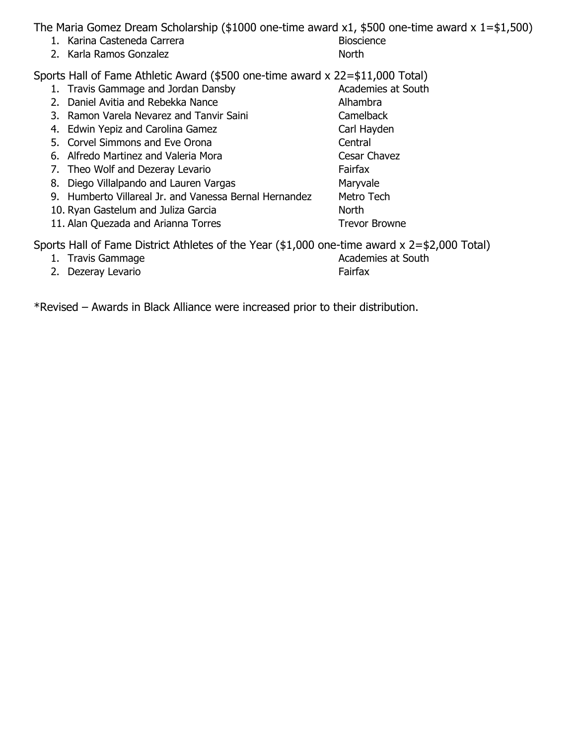The Maria Gomez Dream Scholarship ($1000 one-time award x1, $500 one-time award x 1=$1,500)

| | | |
|---|---|---|
| 1. | Karina Casteneda Carrera | Bioscience |
| 2. | Karla Ramos Gonzalez | North |

Sports Hall of Fame Athletic Award ($500 one-time award x 22=$11,000 Total)

| | | |
|---|---|---|
| 1. | Travis Gammage and Jordan Dansby | Academies at South |
| 2. | Daniel Avitia and Rebekka Nance | Alhambra |
| 3. | Ramon Varela Nevarez and Tanvir Saini | Camelback |
| 4. | Edwin Yepiz and Carolina Gamez | Carl Hayden |
| 5. | Corvel Simmons and Eve Orona | Central |
| 6. | Alfredo Martinez and Valeria Mora | Cesar Chavez |
| 7. | Theo Wolf and Dezeray Levario | Fairfax |
| 8. | Diego Villalpando and Lauren Vargas | Maryvale |
| 9. | Humberto Villareal Jr. and Vanessa Bernal Hernandez | Metro Tech |
| 10. | Ryan Gastelum and Juliza Garcia | North |
| 11. | Alan Quezada and Arianna Torres | Trevor Browne |

Sports Hall of Fame District Athletes of the Year ($1,000 one-time award x 2=$2,000 Total)

| | | |
|---|---|---|
| 1. | Travis Gammage | Academies at South |
| 2. | Dezeray Levario | Fairfax |

*Revised – Awards in Black Alliance were increased prior to their distribution.